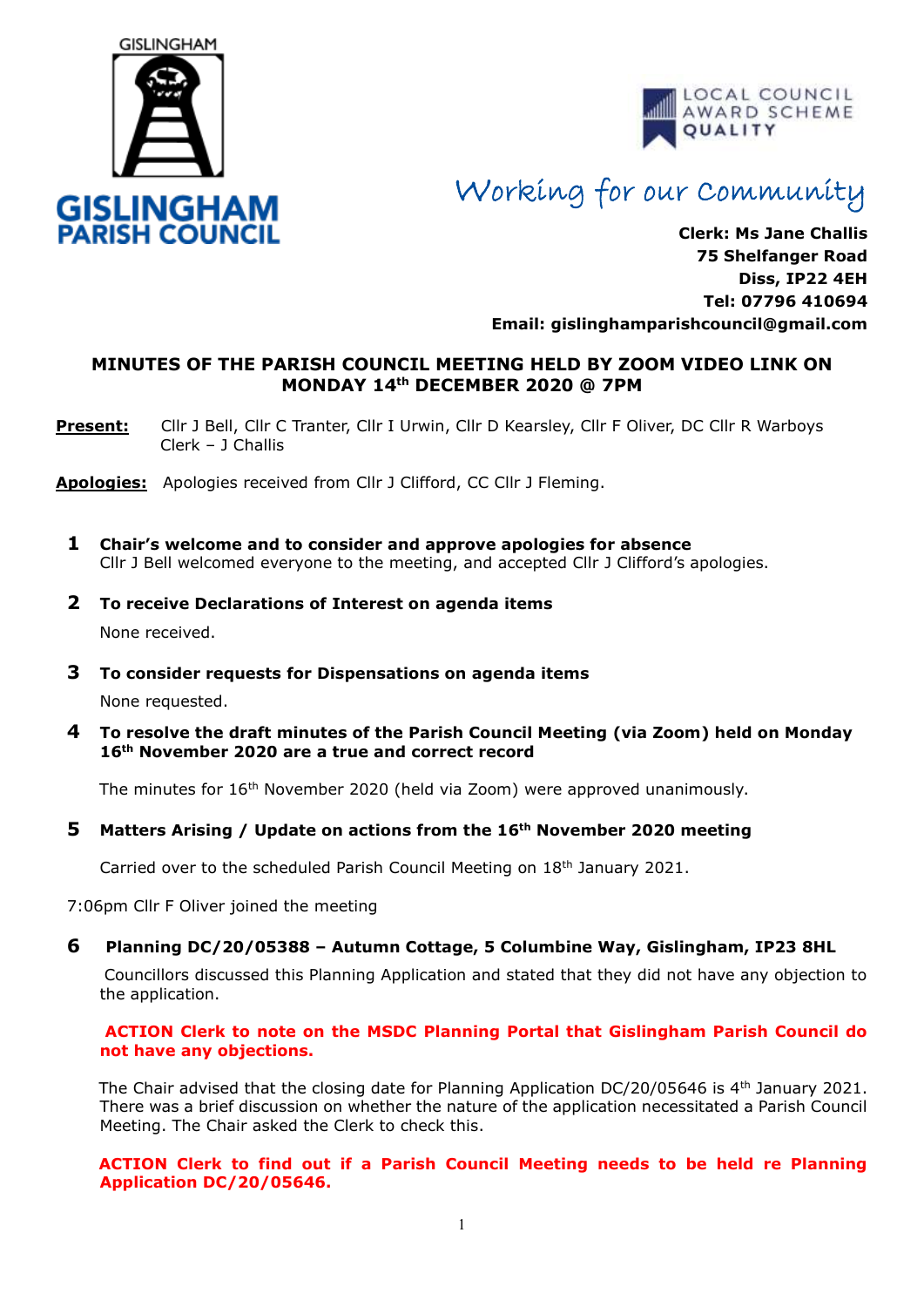GISLINGHAM

**GISLINGHAM PARISH COUNCIL**

LOCAL COUNCIL AWARD SCHEME QUALITY

*Working for our Community*

**Clerk: Ms Jane Challis**
**75 Shelfanger Road**
**Diss, IP22 4EH**
**Tel: 07796 410694**
**Email: gislinghamparishcouncil@gmail.com**

## MINUTES OF THE PARISH COUNCIL MEETING HELD BY ZOOM VIDEO LINK ON MONDAY 14th DECEMBER 2020 @ 7PM

**Present:** Cllr J Bell, Cllr C Tranter, Cllr I Urwin, Cllr D Kearsley, Cllr F Oliver, DC Cllr R Warboys Clerk – J Challis

**Apologies:** Apologies received from Cllr J Clifford, CC Cllr J Fleming.

### 1 Chair's welcome and to consider and approve apologies for absence

Cllr J Bell welcomed everyone to the meeting, and accepted Cllr J Clifford's apologies.

### 2 To receive Declarations of Interest on agenda items

None received.

### 3 To consider requests for Dispensations on agenda items

None requested.

### 4 To resolve the draft minutes of the Parish Council Meeting (via Zoom) held on Monday 16th November 2020 are a true and correct record

The minutes for 16th November 2020 (held via Zoom) were approved unanimously.

### 5 Matters Arising / Update on actions from the 16th November 2020 meeting

Carried over to the scheduled Parish Council Meeting on 18th January 2021.

7:06pm Cllr F Oliver joined the meeting

### 6 Planning DC/20/05388 – Autumn Cottage, 5 Columbine Way, Gislingham, IP23 8HL

Councillors discussed this Planning Application and stated that they did not have any objection to the application.

**ACTION Clerk to note on the MSDC Planning Portal that Gislingham Parish Council do not have any objections.**

The Chair advised that the closing date for Planning Application DC/20/05646 is 4th January 2021. There was a brief discussion on whether the nature of the application necessitated a Parish Council Meeting. The Chair asked the Clerk to check this.

**ACTION Clerk to find out if a Parish Council Meeting needs to be held re Planning Application DC/20/05646.**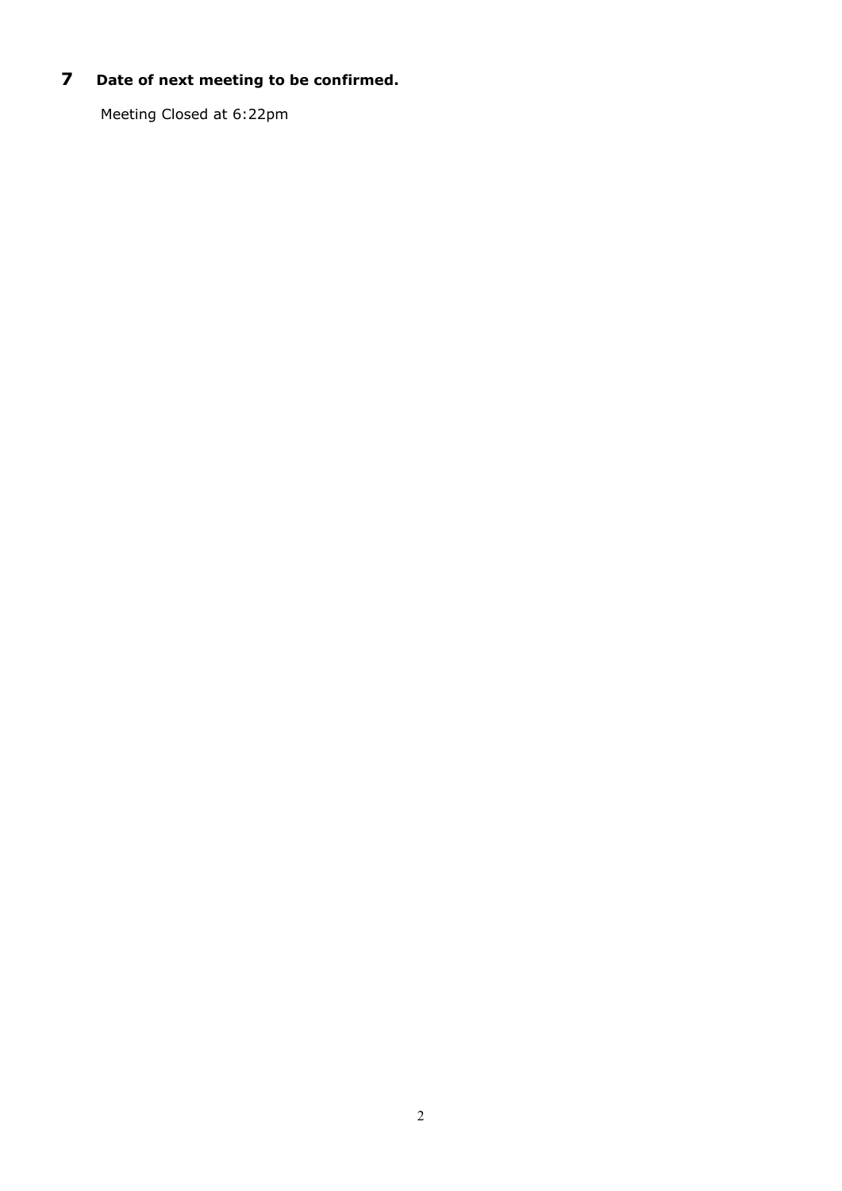## 7 Date of next meeting to be confirmed.

Meeting Closed at 6:22pm